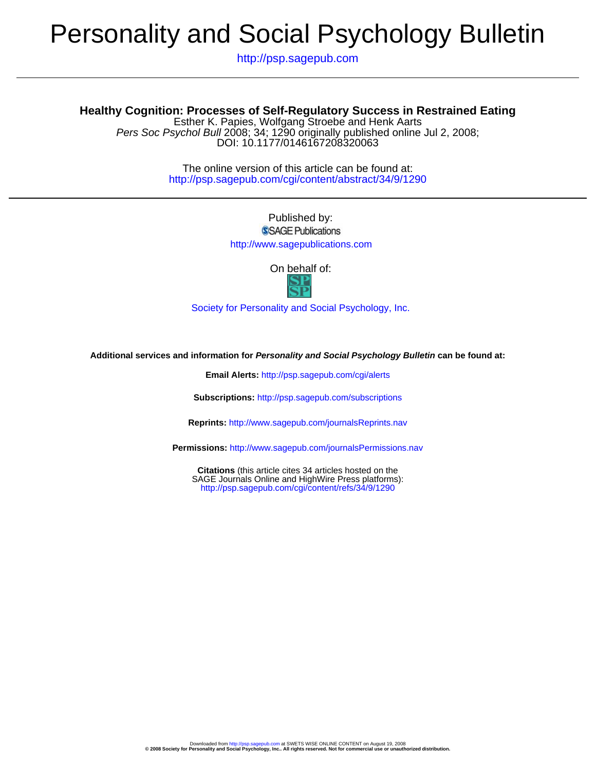# Personality and Social Psychology Bulletin

http://psp.sagepub.com

## Healthy Cognition: Processes of Self-Regulatory Success in Restrained Eating

Esther K. Papies, Wolfgang Stroebe and Henk Aarts

*Pers Soc Psychol Bull* 2008; 34; 1290 originally published online Jul 2, 2008;
DOI: 10.1177/0146167208320063

The online version of this article can be found at:
http://psp.sagepub.com/cgi/content/abstract/34/9/1290

Published by:

SAGE Publications

http://www.sagepublications.com

On behalf of:

Society for Personality and Social Psychology, Inc.

**Additional services and information for *Personality and Social Psychology Bulletin* can be found at:**

**Email Alerts:** http://psp.sagepub.com/cgi/alerts

**Subscriptions:** http://psp.sagepub.com/subscriptions

**Reprints:** http://www.sagepub.com/journalsReprints.nav

**Permissions:** http://www.sagepub.com/journalsPermissions.nav

**Citations** (this article cites 34 articles hosted on the SAGE Journals Online and HighWire Press platforms):
http://psp.sagepub.com/cgi/content/refs/34/9/1290

Downloaded from http://psp.sagepub.com at SWETS WISE ONLINE CONTENT on August 19, 2008
**© 2008 Society for Personality and Social Psychology, Inc.. All rights reserved. Not for commercial use or unauthorized distribution.**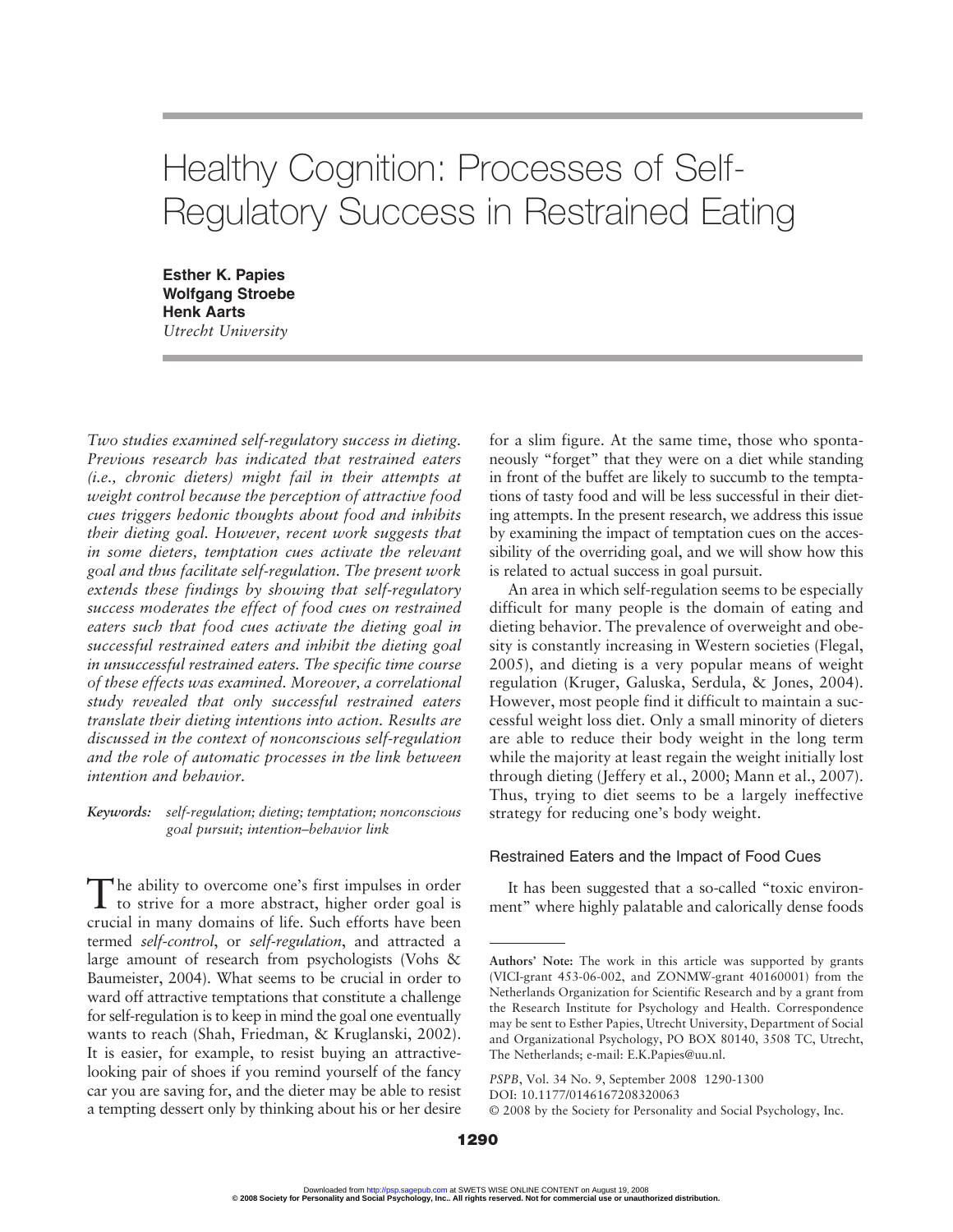# Healthy Cognition: Processes of Self-Regulatory Success in Restrained Eating

**Esther K. Papies**
**Wolfgang Stroebe**
**Henk Aarts**
*Utrecht University*

*Two studies examined self-regulatory success in dieting. Previous research has indicated that restrained eaters (i.e., chronic dieters) might fail in their attempts at weight control because the perception of attractive food cues triggers hedonic thoughts about food and inhibits their dieting goal. However, recent work suggests that in some dieters, temptation cues activate the relevant goal and thus facilitate self-regulation. The present work extends these findings by showing that self-regulatory success moderates the effect of food cues on restrained eaters such that food cues activate the dieting goal in successful restrained eaters and inhibit the dieting goal in unsuccessful restrained eaters. The specific time course of these effects was examined. Moreover, a correlational study revealed that only successful restrained eaters translate their dieting intentions into action. Results are discussed in the context of nonconscious self-regulation and the role of automatic processes in the link between intention and behavior.*

***Keywords:*** *self-regulation; dieting; temptation; nonconscious goal pursuit; intention–behavior link*

The ability to overcome one's first impulses in order to strive for a more abstract, higher order goal is crucial in many domains of life. Such efforts have been termed *self-control*, or *self-regulation*, and attracted a large amount of research from psychologists (Vohs & Baumeister, 2004). What seems to be crucial in order to ward off attractive temptations that constitute a challenge for self-regulation is to keep in mind the goal one eventually wants to reach (Shah, Friedman, & Kruglanski, 2002). It is easier, for example, to resist buying an attractive-looking pair of shoes if you remind yourself of the fancy car you are saving for, and the dieter may be able to resist a tempting dessert only by thinking about his or her desire for a slim figure. At the same time, those who spontaneously "forget" that they were on a diet while standing in front of the buffet are likely to succumb to the temptations of tasty food and will be less successful in their dieting attempts. In the present research, we address this issue by examining the impact of temptation cues on the accessibility of the overriding goal, and we will show how this is related to actual success in goal pursuit.

An area in which self-regulation seems to be especially difficult for many people is the domain of eating and dieting behavior. The prevalence of overweight and obesity is constantly increasing in Western societies (Flegal, 2005), and dieting is a very popular means of weight regulation (Kruger, Galuska, Serdula, & Jones, 2004). However, most people find it difficult to maintain a successful weight loss diet. Only a small minority of dieters are able to reduce their body weight in the long term while the majority at least regain the weight initially lost through dieting (Jeffery et al., 2000; Mann et al., 2007). Thus, trying to diet seems to be a largely ineffective strategy for reducing one's body weight.

## Restrained Eaters and the Impact of Food Cues

It has been suggested that a so-called "toxic environment" where highly palatable and calorically dense foods

---

**Authors' Note:** The work in this article was supported by grants (VICI-grant 453-06-002, and ZONMW-grant 40160001) from the Netherlands Organization for Scientific Research and by a grant from the Research Institute for Psychology and Health. Correspondence may be sent to Esther Papies, Utrecht University, Department of Social and Organizational Psychology, PO BOX 80140, 3508 TC, Utrecht, The Netherlands; e-mail: E.K.Papies@uu.nl.

*PSPB*, Vol. 34 No. 9, September 2008 1290-1300
DOI: 10.1177/0146167208320063
© 2008 by the Society for Personality and Social Psychology, Inc.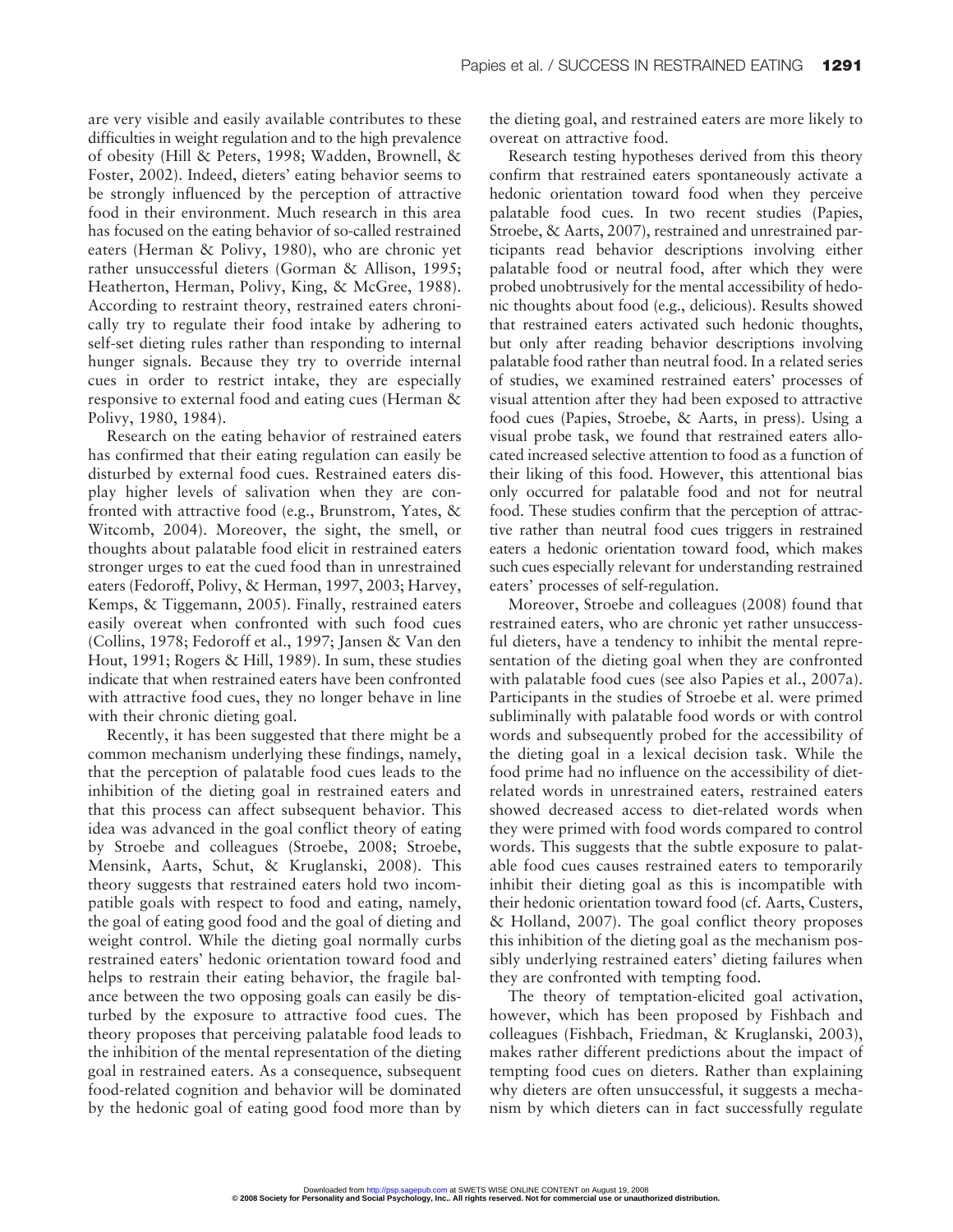are very visible and easily available contributes to these difficulties in weight regulation and to the high prevalence of obesity (Hill & Peters, 1998; Wadden, Brownell, & Foster, 2002). Indeed, dieters' eating behavior seems to be strongly influenced by the perception of attractive food in their environment. Much research in this area has focused on the eating behavior of so-called restrained eaters (Herman & Polivy, 1980), who are chronic yet rather unsuccessful dieters (Gorman & Allison, 1995; Heatherton, Herman, Polivy, King, & McGree, 1988). According to restraint theory, restrained eaters chronically try to regulate their food intake by adhering to self-set dieting rules rather than responding to internal hunger signals. Because they try to override internal cues in order to restrict intake, they are especially responsive to external food and eating cues (Herman & Polivy, 1980, 1984).

Research on the eating behavior of restrained eaters has confirmed that their eating regulation can easily be disturbed by external food cues. Restrained eaters display higher levels of salivation when they are confronted with attractive food (e.g., Brunstrom, Yates, & Witcomb, 2004). Moreover, the sight, the smell, or thoughts about palatable food elicit in restrained eaters stronger urges to eat the cued food than in unrestrained eaters (Fedoroff, Polivy, & Herman, 1997, 2003; Harvey, Kemps, & Tiggemann, 2005). Finally, restrained eaters easily overeat when confronted with such food cues (Collins, 1978; Fedoroff et al., 1997; Jansen & Van den Hout, 1991; Rogers & Hill, 1989). In sum, these studies indicate that when restrained eaters have been confronted with attractive food cues, they no longer behave in line with their chronic dieting goal.

Recently, it has been suggested that there might be a common mechanism underlying these findings, namely, that the perception of palatable food cues leads to the inhibition of the dieting goal in restrained eaters and that this process can affect subsequent behavior. This idea was advanced in the goal conflict theory of eating by Stroebe and colleagues (Stroebe, 2008; Stroebe, Mensink, Aarts, Schut, & Kruglanski, 2008). This theory suggests that restrained eaters hold two incompatible goals with respect to food and eating, namely, the goal of eating good food and the goal of dieting and weight control. While the dieting goal normally curbs restrained eaters' hedonic orientation toward food and helps to restrain their eating behavior, the fragile balance between the two opposing goals can easily be disturbed by the exposure to attractive food cues. The theory proposes that perceiving palatable food leads to the inhibition of the mental representation of the dieting goal in restrained eaters. As a consequence, subsequent food-related cognition and behavior will be dominated by the hedonic goal of eating good food more than by the dieting goal, and restrained eaters are more likely to overeat on attractive food.

Research testing hypotheses derived from this theory confirm that restrained eaters spontaneously activate a hedonic orientation toward food when they perceive palatable food cues. In two recent studies (Papies, Stroebe, & Aarts, 2007), restrained and unrestrained participants read behavior descriptions involving either palatable food or neutral food, after which they were probed unobtrusively for the mental accessibility of hedonic thoughts about food (e.g., delicious). Results showed that restrained eaters activated such hedonic thoughts, but only after reading behavior descriptions involving palatable food rather than neutral food. In a related series of studies, we examined restrained eaters' processes of visual attention after they had been exposed to attractive food cues (Papies, Stroebe, & Aarts, in press). Using a visual probe task, we found that restrained eaters allocated increased selective attention to food as a function of their liking of this food. However, this attentional bias only occurred for palatable food and not for neutral food. These studies confirm that the perception of attractive rather than neutral food cues triggers in restrained eaters a hedonic orientation toward food, which makes such cues especially relevant for understanding restrained eaters' processes of self-regulation.

Moreover, Stroebe and colleagues (2008) found that restrained eaters, who are chronic yet rather unsuccessful dieters, have a tendency to inhibit the mental representation of the dieting goal when they are confronted with palatable food cues (see also Papies et al., 2007a). Participants in the studies of Stroebe et al. were primed subliminally with palatable food words or with control words and subsequently probed for the accessibility of the dieting goal in a lexical decision task. While the food prime had no influence on the accessibility of diet-related words in unrestrained eaters, restrained eaters showed decreased access to diet-related words when they were primed with food words compared to control words. This suggests that the subtle exposure to palatable food cues causes restrained eaters to temporarily inhibit their dieting goal as this is incompatible with their hedonic orientation toward food (cf. Aarts, Custers, & Holland, 2007). The goal conflict theory proposes this inhibition of the dieting goal as the mechanism possibly underlying restrained eaters' dieting failures when they are confronted with tempting food.

The theory of temptation-elicited goal activation, however, which has been proposed by Fishbach and colleagues (Fishbach, Friedman, & Kruglanski, 2003), makes rather different predictions about the impact of tempting food cues on dieters. Rather than explaining why dieters are often unsuccessful, it suggests a mechanism by which dieters can in fact successfully regulate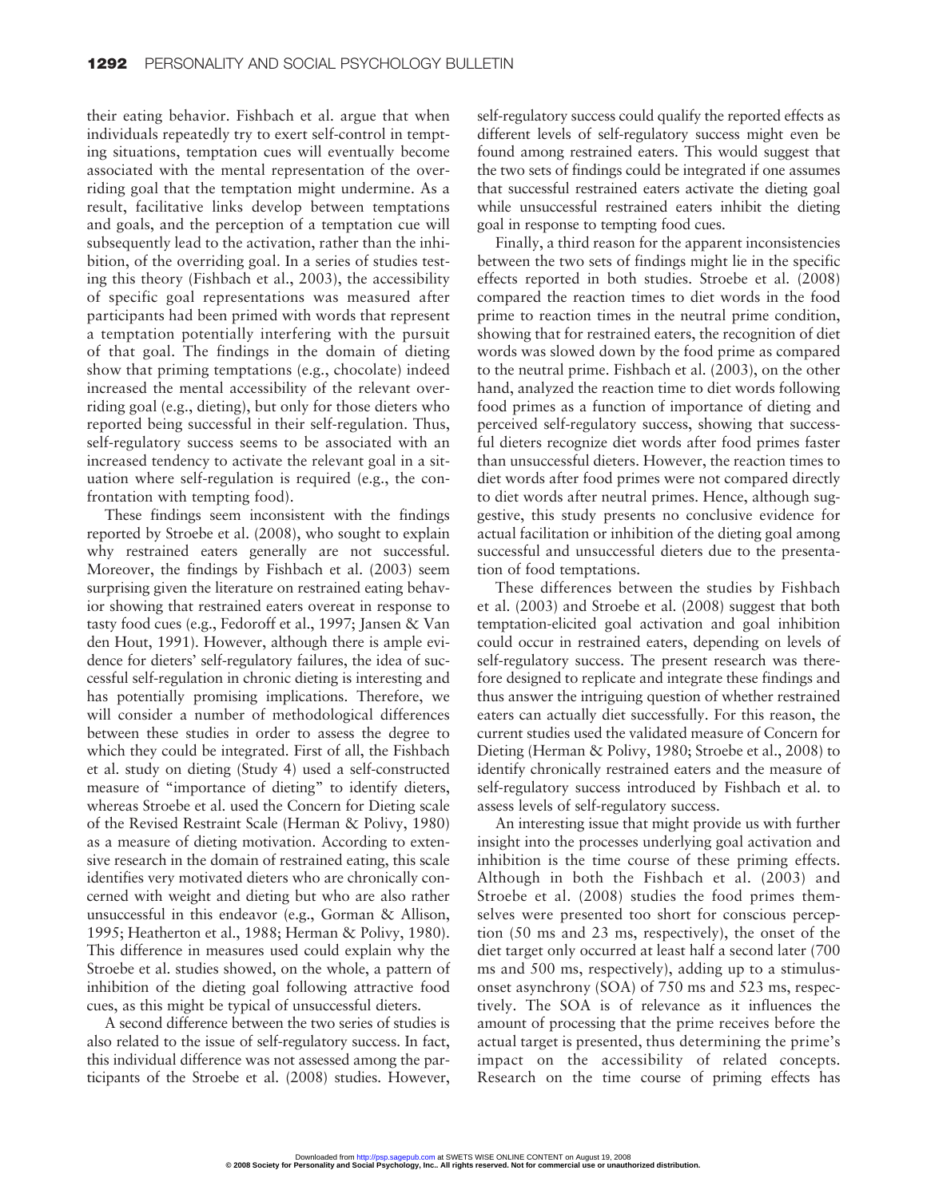their eating behavior. Fishbach et al. argue that when individuals repeatedly try to exert self-control in tempting situations, temptation cues will eventually become associated with the mental representation of the overriding goal that the temptation might undermine. As a result, facilitative links develop between temptations and goals, and the perception of a temptation cue will subsequently lead to the activation, rather than the inhibition, of the overriding goal. In a series of studies testing this theory (Fishbach et al., 2003), the accessibility of specific goal representations was measured after participants had been primed with words that represent a temptation potentially interfering with the pursuit of that goal. The findings in the domain of dieting show that priming temptations (e.g., chocolate) indeed increased the mental accessibility of the relevant overriding goal (e.g., dieting), but only for those dieters who reported being successful in their self-regulation. Thus, self-regulatory success seems to be associated with an increased tendency to activate the relevant goal in a situation where self-regulation is required (e.g., the confrontation with tempting food).

These findings seem inconsistent with the findings reported by Stroebe et al. (2008), who sought to explain why restrained eaters generally are not successful. Moreover, the findings by Fishbach et al. (2003) seem surprising given the literature on restrained eating behavior showing that restrained eaters overeat in response to tasty food cues (e.g., Fedoroff et al., 1997; Jansen & Van den Hout, 1991). However, although there is ample evidence for dieters' self-regulatory failures, the idea of successful self-regulation in chronic dieting is interesting and has potentially promising implications. Therefore, we will consider a number of methodological differences between these studies in order to assess the degree to which they could be integrated. First of all, the Fishbach et al. study on dieting (Study 4) used a self-constructed measure of "importance of dieting" to identify dieters, whereas Stroebe et al. used the Concern for Dieting scale of the Revised Restraint Scale (Herman & Polivy, 1980) as a measure of dieting motivation. According to extensive research in the domain of restrained eating, this scale identifies very motivated dieters who are chronically concerned with weight and dieting but who are also rather unsuccessful in this endeavor (e.g., Gorman & Allison, 1995; Heatherton et al., 1988; Herman & Polivy, 1980). This difference in measures used could explain why the Stroebe et al. studies showed, on the whole, a pattern of inhibition of the dieting goal following attractive food cues, as this might be typical of unsuccessful dieters.

A second difference between the two series of studies is also related to the issue of self-regulatory success. In fact, this individual difference was not assessed among the participants of the Stroebe et al. (2008) studies. However, self-regulatory success could qualify the reported effects as different levels of self-regulatory success might even be found among restrained eaters. This would suggest that the two sets of findings could be integrated if one assumes that successful restrained eaters activate the dieting goal while unsuccessful restrained eaters inhibit the dieting goal in response to tempting food cues.

Finally, a third reason for the apparent inconsistencies between the two sets of findings might lie in the specific effects reported in both studies. Stroebe et al. (2008) compared the reaction times to diet words in the food prime to reaction times in the neutral prime condition, showing that for restrained eaters, the recognition of diet words was slowed down by the food prime as compared to the neutral prime. Fishbach et al. (2003), on the other hand, analyzed the reaction time to diet words following food primes as a function of importance of dieting and perceived self-regulatory success, showing that successful dieters recognize diet words after food primes faster than unsuccessful dieters. However, the reaction times to diet words after food primes were not compared directly to diet words after neutral primes. Hence, although suggestive, this study presents no conclusive evidence for actual facilitation or inhibition of the dieting goal among successful and unsuccessful dieters due to the presentation of food temptations.

These differences between the studies by Fishbach et al. (2003) and Stroebe et al. (2008) suggest that both temptation-elicited goal activation and goal inhibition could occur in restrained eaters, depending on levels of self-regulatory success. The present research was therefore designed to replicate and integrate these findings and thus answer the intriguing question of whether restrained eaters can actually diet successfully. For this reason, the current studies used the validated measure of Concern for Dieting (Herman & Polivy, 1980; Stroebe et al., 2008) to identify chronically restrained eaters and the measure of self-regulatory success introduced by Fishbach et al. to assess levels of self-regulatory success.

An interesting issue that might provide us with further insight into the processes underlying goal activation and inhibition is the time course of these priming effects. Although in both the Fishbach et al. (2003) and Stroebe et al. (2008) studies the food primes themselves were presented too short for conscious perception (50 ms and 23 ms, respectively), the onset of the diet target only occurred at least half a second later (700 ms and 500 ms, respectively), adding up to a stimulus-onset asynchrony (SOA) of 750 ms and 523 ms, respectively. The SOA is of relevance as it influences the amount of processing that the prime receives before the actual target is presented, thus determining the prime's impact on the accessibility of related concepts. Research on the time course of priming effects has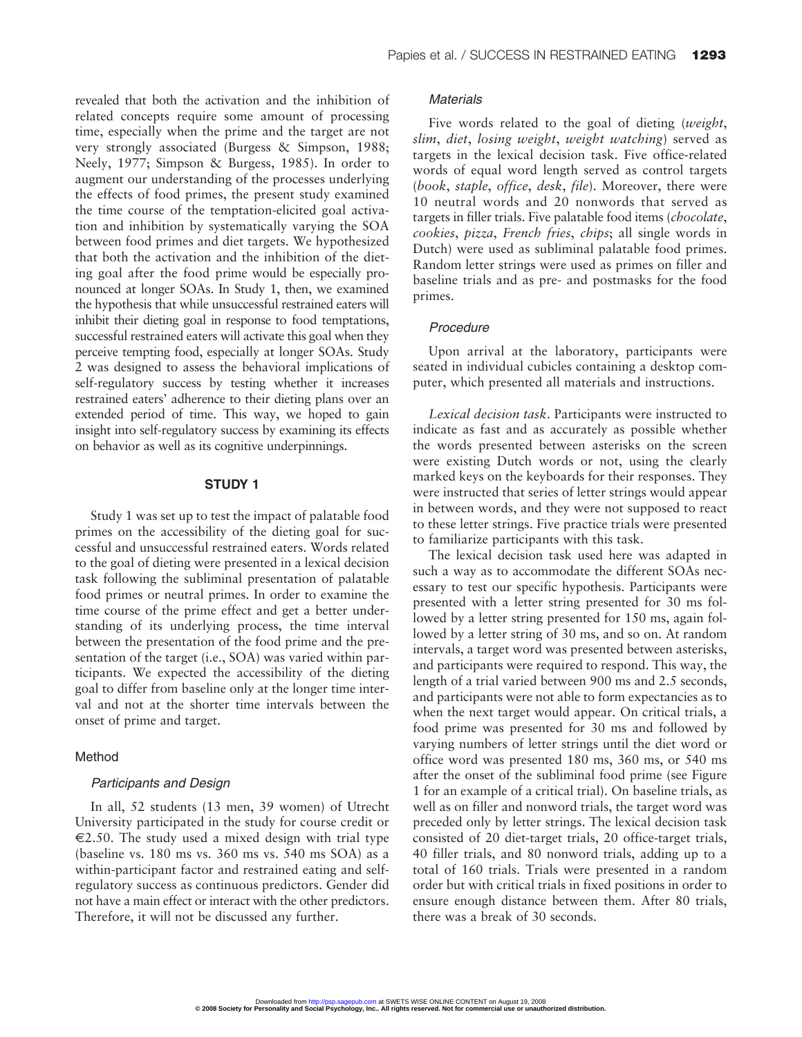revealed that both the activation and the inhibition of related concepts require some amount of processing time, especially when the prime and the target are not very strongly associated (Burgess & Simpson, 1988; Neely, 1977; Simpson & Burgess, 1985). In order to augment our understanding of the processes underlying the effects of food primes, the present study examined the time course of the temptation-elicited goal activation and inhibition by systematically varying the SOA between food primes and diet targets. We hypothesized that both the activation and the inhibition of the dieting goal after the food prime would be especially pronounced at longer SOAs. In Study 1, then, we examined the hypothesis that while unsuccessful restrained eaters will inhibit their dieting goal in response to food temptations, successful restrained eaters will activate this goal when they perceive tempting food, especially at longer SOAs. Study 2 was designed to assess the behavioral implications of self-regulatory success by testing whether it increases restrained eaters' adherence to their dieting plans over an extended period of time. This way, we hoped to gain insight into self-regulatory success by examining its effects on behavior as well as its cognitive underpinnings.

## STUDY 1

Study 1 was set up to test the impact of palatable food primes on the accessibility of the dieting goal for successful and unsuccessful restrained eaters. Words related to the goal of dieting were presented in a lexical decision task following the subliminal presentation of palatable food primes or neutral primes. In order to examine the time course of the prime effect and get a better understanding of its underlying process, the time interval between the presentation of the food prime and the presentation of the target (i.e., SOA) was varied within participants. We expected the accessibility of the dieting goal to differ from baseline only at the longer time interval and not at the shorter time intervals between the onset of prime and target.

### Method

#### *Participants and Design*

In all, 52 students (13 men, 39 women) of Utrecht University participated in the study for course credit or €2.50. The study used a mixed design with trial type (baseline vs. 180 ms vs. 360 ms vs. 540 ms SOA) as a within-participant factor and restrained eating and self-regulatory success as continuous predictors. Gender did not have a main effect or interact with the other predictors. Therefore, it will not be discussed any further.

#### *Materials*

Five words related to the goal of dieting (*weight*, *slim*, *diet*, *losing weight*, *weight watching*) served as targets in the lexical decision task. Five office-related words of equal word length served as control targets (*book*, *staple*, *office*, *desk*, *file*). Moreover, there were 10 neutral words and 20 nonwords that served as targets in filler trials. Five palatable food items (*chocolate*, *cookies*, *pizza*, *French fries*, *chips*; all single words in Dutch) were used as subliminal palatable food primes. Random letter strings were used as primes on filler and baseline trials and as pre- and postmasks for the food primes.

#### *Procedure*

Upon arrival at the laboratory, participants were seated in individual cubicles containing a desktop computer, which presented all materials and instructions.

*Lexical decision task*. Participants were instructed to indicate as fast and as accurately as possible whether the words presented between asterisks on the screen were existing Dutch words or not, using the clearly marked keys on the keyboards for their responses. They were instructed that series of letter strings would appear in between words, and they were not supposed to react to these letter strings. Five practice trials were presented to familiarize participants with this task.

The lexical decision task used here was adapted in such a way as to accommodate the different SOAs necessary to test our specific hypothesis. Participants were presented with a letter string presented for 30 ms followed by a letter string presented for 150 ms, again followed by a letter string of 30 ms, and so on. At random intervals, a target word was presented between asterisks, and participants were required to respond. This way, the length of a trial varied between 900 ms and 2.5 seconds, and participants were not able to form expectancies as to when the next target would appear. On critical trials, a food prime was presented for 30 ms and followed by varying numbers of letter strings until the diet word or office word was presented 180 ms, 360 ms, or 540 ms after the onset of the subliminal food prime (see Figure 1 for an example of a critical trial). On baseline trials, as well as on filler and nonword trials, the target word was preceded only by letter strings. The lexical decision task consisted of 20 diet-target trials, 20 office-target trials, 40 filler trials, and 80 nonword trials, adding up to a total of 160 trials. Trials were presented in a random order but with critical trials in fixed positions in order to ensure enough distance between them. After 80 trials, there was a break of 30 seconds.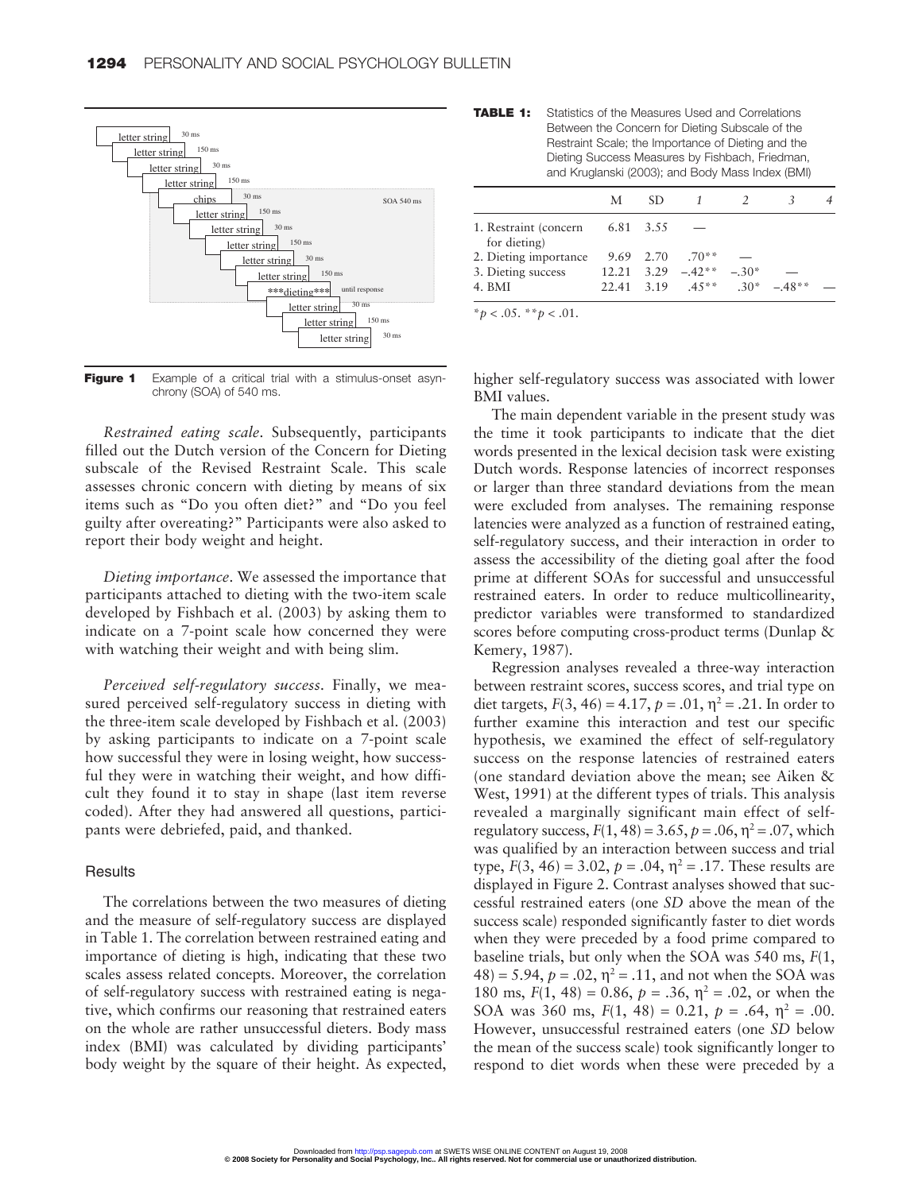**Figure 1** Example of a critical trial with a stimulus-onset asynchrony (SOA) of 540 ms.

*Restrained eating scale*. Subsequently, participants filled out the Dutch version of the Concern for Dieting subscale of the Revised Restraint Scale. This scale assesses chronic concern with dieting by means of six items such as "Do you often diet?" and "Do you feel guilty after overeating?" Participants were also asked to report their body weight and height.

*Dieting importance*. We assessed the importance that participants attached to dieting with the two-item scale developed by Fishbach et al. (2003) by asking them to indicate on a 7-point scale how concerned they were with watching their weight and with being slim.

*Perceived self-regulatory success*. Finally, we measured perceived self-regulatory success in dieting with the three-item scale developed by Fishbach et al. (2003) by asking participants to indicate on a 7-point scale how successful they were in losing weight, how successful they were in watching their weight, and how difficult they found it to stay in shape (last item reverse coded). After they had answered all questions, participants were debriefed, paid, and thanked.

## Results

The correlations between the two measures of dieting and the measure of self-regulatory success are displayed in Table 1. The correlation between restrained eating and importance of dieting is high, indicating that these two scales assess related concepts. Moreover, the correlation of self-regulatory success with restrained eating is negative, which confirms our reasoning that restrained eaters on the whole are rather unsuccessful dieters. Body mass index (BMI) was calculated by dividing participants' body weight by the square of their height. As expected, higher self-regulatory success was associated with lower BMI values.

**TABLE 1:** Statistics of the Measures Used and Correlations Between the Concern for Dieting Subscale of the Restraint Scale; the Importance of Dieting and the Dieting Success Measures by Fishbach, Friedman, and Kruglanski (2003); and Body Mass Index (BMI)

| | M | SD | 1 | 2 | 3 | 4 |
|---|---|---|---|---|---|---|
| 1. Restraint (concern for dieting) | 6.81 | 3.55 | — | | | |
| 2. Dieting importance | 9.69 | 2.70 | .70** | — | | |
| 3. Dieting success | 12.21 | 3.29 | −.42** | −.30* | — | |
| 4. BMI | 22.41 | 3.19 | .45** | .30* | −.48** | — |

*$p < .05$. **$p < .01$.

The main dependent variable in the present study was the time it took participants to indicate that the diet words presented in the lexical decision task were existing Dutch words. Response latencies of incorrect responses or larger than three standard deviations from the mean were excluded from analyses. The remaining response latencies were analyzed as a function of restrained eating, self-regulatory success, and their interaction in order to assess the accessibility of the dieting goal after the food prime at different SOAs for successful and unsuccessful restrained eaters. In order to reduce multicollinearity, predictor variables were transformed to standardized scores before computing cross-product terms (Dunlap & Kemery, 1987).

Regression analyses revealed a three-way interaction between restraint scores, success scores, and trial type on diet targets, $F(3, 46) = 4.17$, $p = .01$, $\eta^2 = .21$. In order to further examine this interaction and test our specific hypothesis, we examined the effect of self-regulatory success on the response latencies of restrained eaters (one standard deviation above the mean; see Aiken & West, 1991) at the different types of trials. This analysis revealed a marginally significant main effect of self-regulatory success, $F(1, 48) = 3.65$, $p = .06$, $\eta^2 = .07$, which was qualified by an interaction between success and trial type, $F(3, 46) = 3.02$, $p = .04$, $\eta^2 = .17$. These results are displayed in Figure 2. Contrast analyses showed that successful restrained eaters (one *SD* above the mean of the success scale) responded significantly faster to diet words when they were preceded by a food prime compared to baseline trials, but only when the SOA was 540 ms, $F(1, 48) = 5.94$, $p = .02$, $\eta^2 = .11$, and not when the SOA was 180 ms, $F(1, 48) = 0.86$, $p = .36$, $\eta^2 = .02$, or when the SOA was 360 ms, $F(1, 48) = 0.21$, $p = .64$, $\eta^2 = .00$. However, unsuccessful restrained eaters (one *SD* below the mean of the success scale) took significantly longer to respond to diet words when these were preceded by a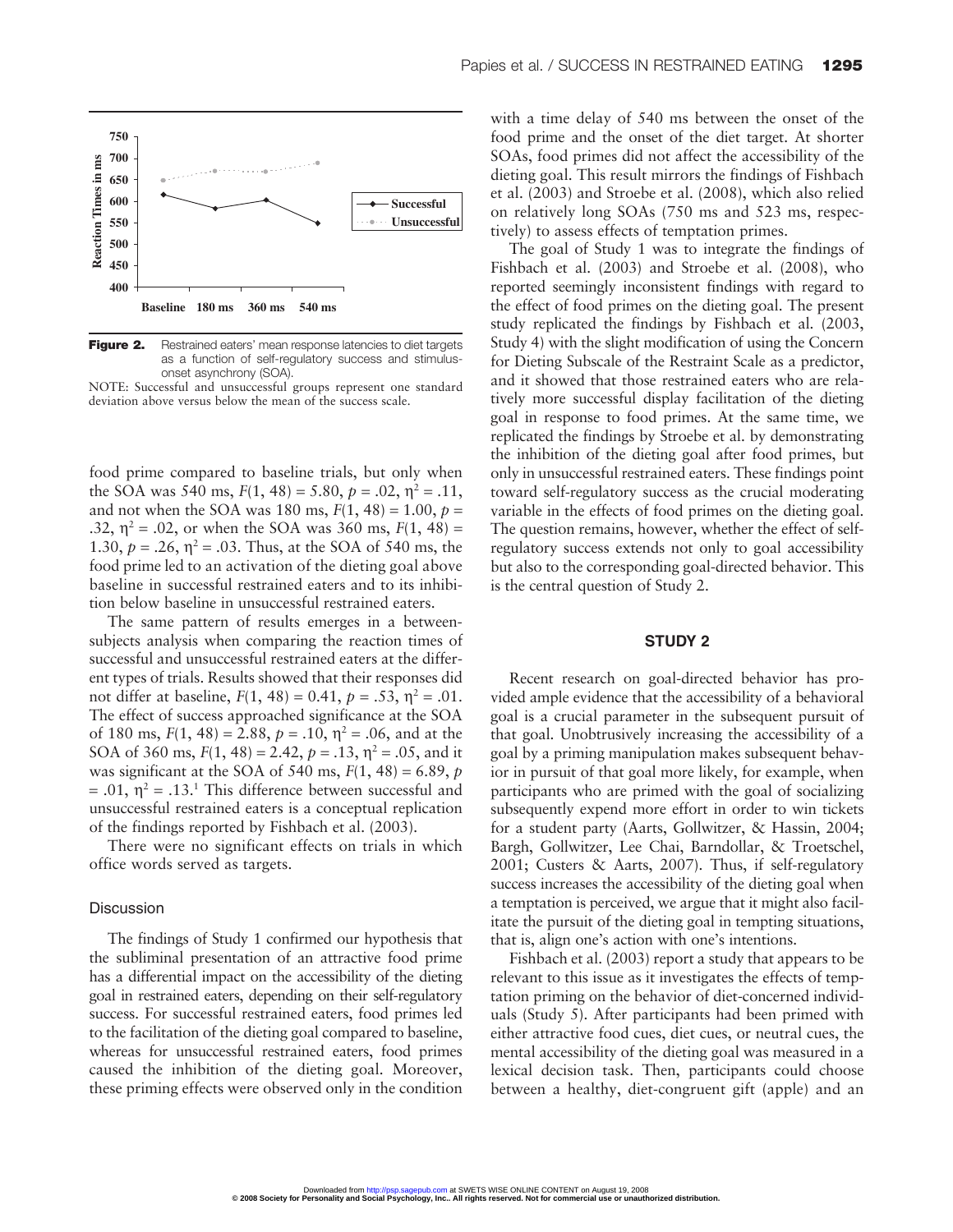**Figure 2.** Restrained eaters' mean response latencies to diet targets as a function of self-regulatory success and stimulus-onset asynchrony (SOA).

NOTE: Successful and unsuccessful groups represent one standard deviation above versus below the mean of the success scale.

food prime compared to baseline trials, but only when the SOA was 540 ms, $F(1, 48) = 5.80$, $p = .02$, $\eta^2 = .11$, and not when the SOA was 180 ms, $F(1, 48) = 1.00$, $p = .32$, $\eta^2 = .02$, or when the SOA was 360 ms, $F(1, 48) = 1.30$, $p = .26$, $\eta^2 = .03$. Thus, at the SOA of 540 ms, the food prime led to an activation of the dieting goal above baseline in successful restrained eaters and to its inhibition below baseline in unsuccessful restrained eaters.

The same pattern of results emerges in a between-subjects analysis when comparing the reaction times of successful and unsuccessful restrained eaters at the different types of trials. Results showed that their responses did not differ at baseline, $F(1, 48) = 0.41$, $p = .53$, $\eta^2 = .01$. The effect of success approached significance at the SOA of 180 ms, $F(1, 48) = 2.88$, $p = .10$, $\eta^2 = .06$, and at the SOA of 360 ms, $F(1, 48) = 2.42$, $p = .13$, $\eta^2 = .05$, and it was significant at the SOA of 540 ms, $F(1, 48) = 6.89$, $p = .01$, $\eta^2 = .13$.[1] This difference between successful and unsuccessful restrained eaters is a conceptual replication of the findings reported by Fishbach et al. (2003).

There were no significant effects on trials in which office words served as targets.

### Discussion

The findings of Study 1 confirmed our hypothesis that the subliminal presentation of an attractive food prime has a differential impact on the accessibility of the dieting goal in restrained eaters, depending on their self-regulatory success. For successful restrained eaters, food primes led to the facilitation of the dieting goal compared to baseline, whereas for unsuccessful restrained eaters, food primes caused the inhibition of the dieting goal. Moreover, these priming effects were observed only in the condition with a time delay of 540 ms between the onset of the food prime and the onset of the diet target. At shorter SOAs, food primes did not affect the accessibility of the dieting goal. This result mirrors the findings of Fishbach et al. (2003) and Stroebe et al. (2008), which also relied on relatively long SOAs (750 ms and 523 ms, respectively) to assess effects of temptation primes.

The goal of Study 1 was to integrate the findings of Fishbach et al. (2003) and Stroebe et al. (2008), who reported seemingly inconsistent findings with regard to the effect of food primes on the dieting goal. The present study replicated the findings by Fishbach et al. (2003, Study 4) with the slight modification of using the Concern for Dieting Subscale of the Restraint Scale as a predictor, and it showed that those restrained eaters who are relatively more successful display facilitation of the dieting goal in response to food primes. At the same time, we replicated the findings by Stroebe et al. by demonstrating the inhibition of the dieting goal after food primes, but only in unsuccessful restrained eaters. These findings point toward self-regulatory success as the crucial moderating variable in the effects of food primes on the dieting goal. The question remains, however, whether the effect of self-regulatory success extends not only to goal accessibility but also to the corresponding goal-directed behavior. This is the central question of Study 2.

## STUDY 2

Recent research on goal-directed behavior has provided ample evidence that the accessibility of a behavioral goal is a crucial parameter in the subsequent pursuit of that goal. Unobtrusively increasing the accessibility of a goal by a priming manipulation makes subsequent behavior in pursuit of that goal more likely, for example, when participants who are primed with the goal of socializing subsequently expend more effort in order to win tickets for a student party (Aarts, Gollwitzer, & Hassin, 2004; Bargh, Gollwitzer, Lee Chai, Barndollar, & Troetschel, 2001; Custers & Aarts, 2007). Thus, if self-regulatory success increases the accessibility of the dieting goal when a temptation is perceived, we argue that it might also facilitate the pursuit of the dieting goal in tempting situations, that is, align one's action with one's intentions.

Fishbach et al. (2003) report a study that appears to be relevant to this issue as it investigates the effects of temptation priming on the behavior of diet-concerned individuals (Study 5). After participants had been primed with either attractive food cues, diet cues, or neutral cues, the mental accessibility of the dieting goal was measured in a lexical decision task. Then, participants could choose between a healthy, diet-congruent gift (apple) and an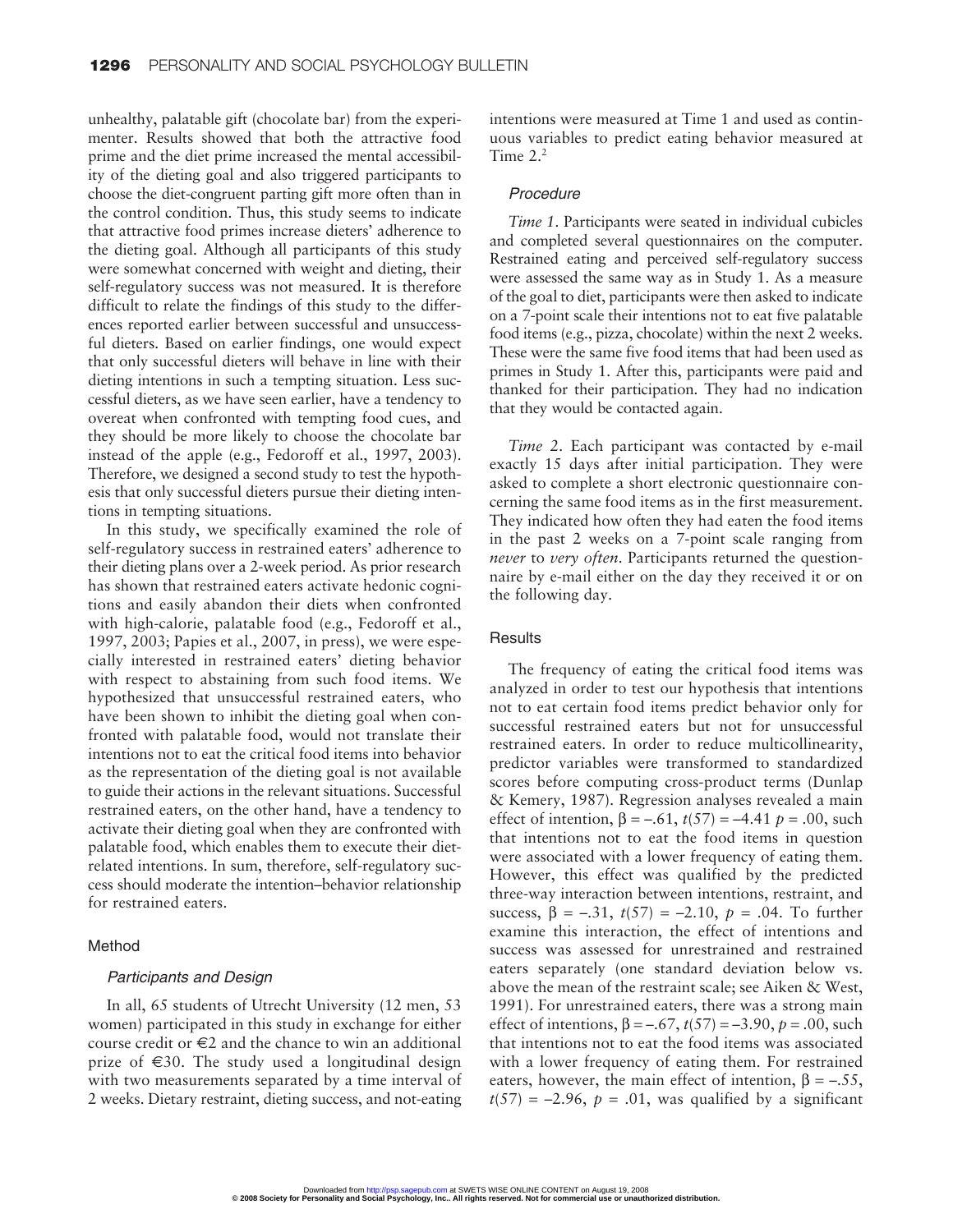unhealthy, palatable gift (chocolate bar) from the experimenter. Results showed that both the attractive food prime and the diet prime increased the mental accessibility of the dieting goal and also triggered participants to choose the diet-congruent parting gift more often than in the control condition. Thus, this study seems to indicate that attractive food primes increase dieters' adherence to the dieting goal. Although all participants of this study were somewhat concerned with weight and dieting, their self-regulatory success was not measured. It is therefore difficult to relate the findings of this study to the differences reported earlier between successful and unsuccessful dieters. Based on earlier findings, one would expect that only successful dieters will behave in line with their dieting intentions in such a tempting situation. Less successful dieters, as we have seen earlier, have a tendency to overeat when confronted with tempting food cues, and they should be more likely to choose the chocolate bar instead of the apple (e.g., Fedoroff et al., 1997, 2003). Therefore, we designed a second study to test the hypothesis that only successful dieters pursue their dieting intentions in tempting situations.

In this study, we specifically examined the role of self-regulatory success in restrained eaters' adherence to their dieting plans over a 2-week period. As prior research has shown that restrained eaters activate hedonic cognitions and easily abandon their diets when confronted with high-calorie, palatable food (e.g., Fedoroff et al., 1997, 2003; Papies et al., 2007, in press), we were especially interested in restrained eaters' dieting behavior with respect to abstaining from such food items. We hypothesized that unsuccessful restrained eaters, who have been shown to inhibit the dieting goal when confronted with palatable food, would not translate their intentions not to eat the critical food items into behavior as the representation of the dieting goal is not available to guide their actions in the relevant situations. Successful restrained eaters, on the other hand, have a tendency to activate their dieting goal when they are confronted with palatable food, which enables them to execute their diet-related intentions. In sum, therefore, self-regulatory success should moderate the intention–behavior relationship for restrained eaters.

## Method

### *Participants and Design*

In all, 65 students of Utrecht University (12 men, 53 women) participated in this study in exchange for either course credit or €2 and the chance to win an additional prize of €30. The study used a longitudinal design with two measurements separated by a time interval of 2 weeks. Dietary restraint, dieting success, and not-eating intentions were measured at Time 1 and used as continuous variables to predict eating behavior measured at Time 2.[2]

### *Procedure*

*Time 1.* Participants were seated in individual cubicles and completed several questionnaires on the computer. Restrained eating and perceived self-regulatory success were assessed the same way as in Study 1. As a measure of the goal to diet, participants were then asked to indicate on a 7-point scale their intentions not to eat five palatable food items (e.g., pizza, chocolate) within the next 2 weeks. These were the same five food items that had been used as primes in Study 1. After this, participants were paid and thanked for their participation. They had no indication that they would be contacted again.

*Time 2.* Each participant was contacted by e-mail exactly 15 days after initial participation. They were asked to complete a short electronic questionnaire concerning the same food items as in the first measurement. They indicated how often they had eaten the food items in the past 2 weeks on a 7-point scale ranging from *never* to *very often*. Participants returned the questionnaire by e-mail either on the day they received it or on the following day.

## Results

The frequency of eating the critical food items was analyzed in order to test our hypothesis that intentions not to eat certain food items predict behavior only for successful restrained eaters but not for unsuccessful restrained eaters. In order to reduce multicollinearity, predictor variables were transformed to standardized scores before computing cross-product terms (Dunlap & Kemery, 1987). Regression analyses revealed a main effect of intention, $\beta = -.61$, $t(57) = -4.41$ $p = .00$, such that intentions not to eat the food items in question were associated with a lower frequency of eating them. However, this effect was qualified by the predicted three-way interaction between intentions, restraint, and success, $\beta = -.31$, $t(57) = -2.10$, $p = .04$. To further examine this interaction, the effect of intentions and success was assessed for unrestrained and restrained eaters separately (one standard deviation below vs. above the mean of the restraint scale; see Aiken & West, 1991). For unrestrained eaters, there was a strong main effect of intentions, $\beta = -.67$, $t(57) = -3.90$, $p = .00$, such that intentions not to eat the food items was associated with a lower frequency of eating them. For restrained eaters, however, the main effect of intention, $\beta = -.55$, $t(57) = -2.96$, $p = .01$, was qualified by a significant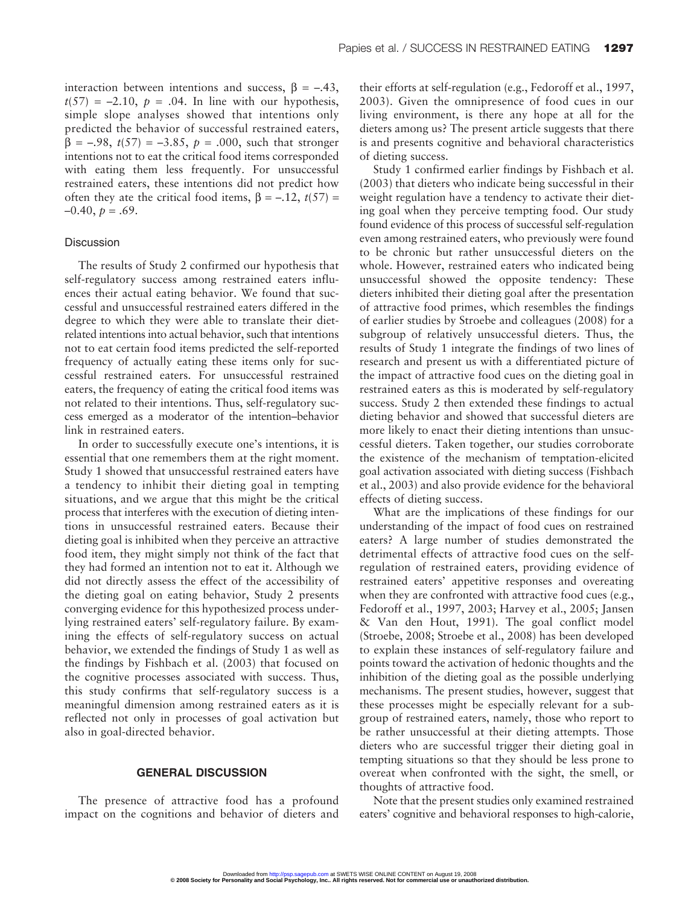interaction between intentions and success, $\beta = -.43$, $t(57) = -2.10$, $p = .04$. In line with our hypothesis, simple slope analyses showed that intentions only predicted the behavior of successful restrained eaters, $\beta = -.98$, $t(57) = -3.85$, $p = .000$, such that stronger intentions not to eat the critical food items corresponded with eating them less frequently. For unsuccessful restrained eaters, these intentions did not predict how often they ate the critical food items, $\beta = -.12$, $t(57) = -0.40$, $p = .69$.

### Discussion

The results of Study 2 confirmed our hypothesis that self-regulatory success among restrained eaters influences their actual eating behavior. We found that successful and unsuccessful restrained eaters differed in the degree to which they were able to translate their diet-related intentions into actual behavior, such that intentions not to eat certain food items predicted the self-reported frequency of actually eating these items only for successful restrained eaters. For unsuccessful restrained eaters, the frequency of eating the critical food items was not related to their intentions. Thus, self-regulatory success emerged as a moderator of the intention–behavior link in restrained eaters.

In order to successfully execute one's intentions, it is essential that one remembers them at the right moment. Study 1 showed that unsuccessful restrained eaters have a tendency to inhibit their dieting goal in tempting situations, and we argue that this might be the critical process that interferes with the execution of dieting intentions in unsuccessful restrained eaters. Because their dieting goal is inhibited when they perceive an attractive food item, they might simply not think of the fact that they had formed an intention not to eat it. Although we did not directly assess the effect of the accessibility of the dieting goal on eating behavior, Study 2 presents converging evidence for this hypothesized process underlying restrained eaters' self-regulatory failure. By examining the effects of self-regulatory success on actual behavior, we extended the findings of Study 1 as well as the findings by Fishbach et al. (2003) that focused on the cognitive processes associated with success. Thus, this study confirms that self-regulatory success is a meaningful dimension among restrained eaters as it is reflected not only in processes of goal activation but also in goal-directed behavior.

## GENERAL DISCUSSION

The presence of attractive food has a profound impact on the cognitions and behavior of dieters and their efforts at self-regulation (e.g., Fedoroff et al., 1997, 2003). Given the omnipresence of food cues in our living environment, is there any hope at all for the dieters among us? The present article suggests that there is and presents cognitive and behavioral characteristics of dieting success.

Study 1 confirmed earlier findings by Fishbach et al. (2003) that dieters who indicate being successful in their weight regulation have a tendency to activate their dieting goal when they perceive tempting food. Our study found evidence of this process of successful self-regulation even among restrained eaters, who previously were found to be chronic but rather unsuccessful dieters on the whole. However, restrained eaters who indicated being unsuccessful showed the opposite tendency: These dieters inhibited their dieting goal after the presentation of attractive food primes, which resembles the findings of earlier studies by Stroebe and colleagues (2008) for a subgroup of relatively unsuccessful dieters. Thus, the results of Study 1 integrate the findings of two lines of research and present us with a differentiated picture of the impact of attractive food cues on the dieting goal in restrained eaters as this is moderated by self-regulatory success. Study 2 then extended these findings to actual dieting behavior and showed that successful dieters are more likely to enact their dieting intentions than unsuccessful dieters. Taken together, our studies corroborate the existence of the mechanism of temptation-elicited goal activation associated with dieting success (Fishbach et al., 2003) and also provide evidence for the behavioral effects of dieting success.

What are the implications of these findings for our understanding of the impact of food cues on restrained eaters? A large number of studies demonstrated the detrimental effects of attractive food cues on the self-regulation of restrained eaters, providing evidence of restrained eaters' appetitive responses and overeating when they are confronted with attractive food cues (e.g., Fedoroff et al., 1997, 2003; Harvey et al., 2005; Jansen & Van den Hout, 1991). The goal conflict model (Stroebe, 2008; Stroebe et al., 2008) has been developed to explain these instances of self-regulatory failure and points toward the activation of hedonic thoughts and the inhibition of the dieting goal as the possible underlying mechanisms. The present studies, however, suggest that these processes might be especially relevant for a subgroup of restrained eaters, namely, those who report to be rather unsuccessful at their dieting attempts. Those dieters who are successful trigger their dieting goal in tempting situations so that they should be less prone to overeat when confronted with the sight, the smell, or thoughts of attractive food.

Note that the present studies only examined restrained eaters' cognitive and behavioral responses to high-calorie,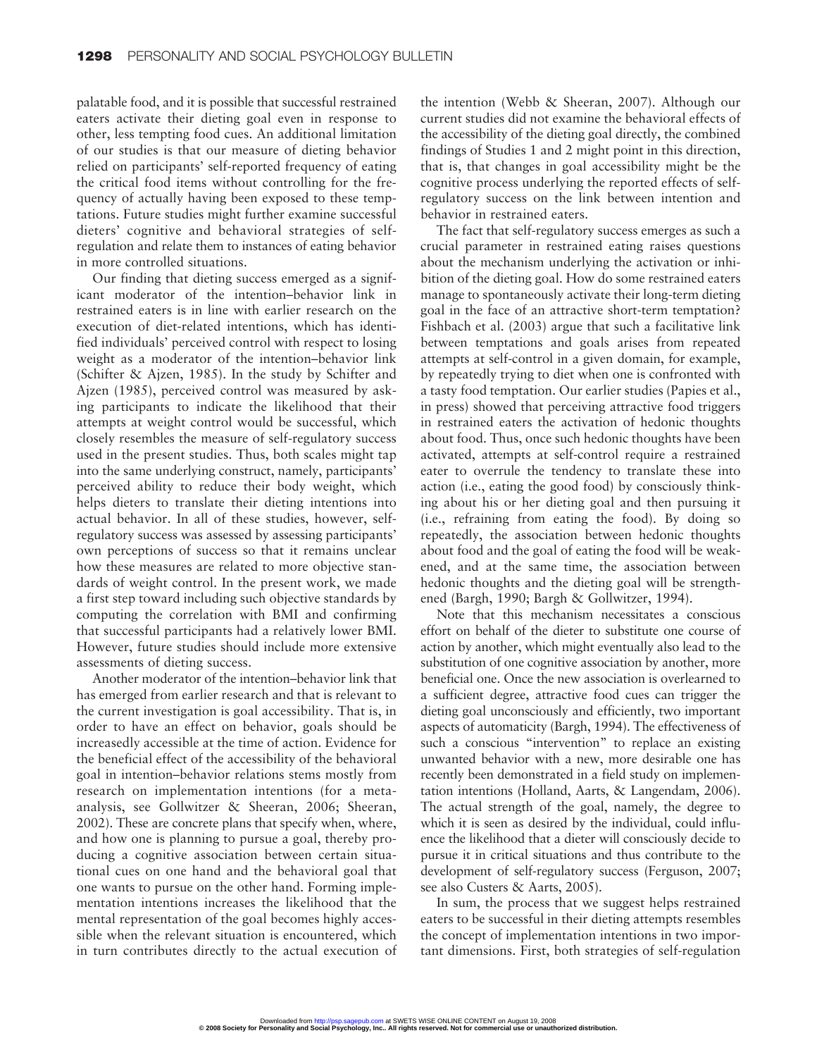palatable food, and it is possible that successful restrained eaters activate their dieting goal even in response to other, less tempting food cues. An additional limitation of our studies is that our measure of dieting behavior relied on participants' self-reported frequency of eating the critical food items without controlling for the frequency of actually having been exposed to these temptations. Future studies might further examine successful dieters' cognitive and behavioral strategies of self-regulation and relate them to instances of eating behavior in more controlled situations.

Our finding that dieting success emerged as a significant moderator of the intention–behavior link in restrained eaters is in line with earlier research on the execution of diet-related intentions, which has identified individuals' perceived control with respect to losing weight as a moderator of the intention–behavior link (Schifter & Ajzen, 1985). In the study by Schifter and Ajzen (1985), perceived control was measured by asking participants to indicate the likelihood that their attempts at weight control would be successful, which closely resembles the measure of self-regulatory success used in the present studies. Thus, both scales might tap into the same underlying construct, namely, participants' perceived ability to reduce their body weight, which helps dieters to translate their dieting intentions into actual behavior. In all of these studies, however, self-regulatory success was assessed by assessing participants' own perceptions of success so that it remains unclear how these measures are related to more objective standards of weight control. In the present work, we made a first step toward including such objective standards by computing the correlation with BMI and confirming that successful participants had a relatively lower BMI. However, future studies should include more extensive assessments of dieting success.

Another moderator of the intention–behavior link that has emerged from earlier research and that is relevant to the current investigation is goal accessibility. That is, in order to have an effect on behavior, goals should be increasedly accessible at the time of action. Evidence for the beneficial effect of the accessibility of the behavioral goal in intention–behavior relations stems mostly from research on implementation intentions (for a meta-analysis, see Gollwitzer & Sheeran, 2006; Sheeran, 2002). These are concrete plans that specify when, where, and how one is planning to pursue a goal, thereby producing a cognitive association between certain situational cues on one hand and the behavioral goal that one wants to pursue on the other hand. Forming implementation intentions increases the likelihood that the mental representation of the goal becomes highly accessible when the relevant situation is encountered, which in turn contributes directly to the actual execution of the intention (Webb & Sheeran, 2007). Although our current studies did not examine the behavioral effects of the accessibility of the dieting goal directly, the combined findings of Studies 1 and 2 might point in this direction, that is, that changes in goal accessibility might be the cognitive process underlying the reported effects of self-regulatory success on the link between intention and behavior in restrained eaters.

The fact that self-regulatory success emerges as such a crucial parameter in restrained eating raises questions about the mechanism underlying the activation or inhibition of the dieting goal. How do some restrained eaters manage to spontaneously activate their long-term dieting goal in the face of an attractive short-term temptation? Fishbach et al. (2003) argue that such a facilitative link between temptations and goals arises from repeated attempts at self-control in a given domain, for example, by repeatedly trying to diet when one is confronted with a tasty food temptation. Our earlier studies (Papies et al., in press) showed that perceiving attractive food triggers in restrained eaters the activation of hedonic thoughts about food. Thus, once such hedonic thoughts have been activated, attempts at self-control require a restrained eater to overrule the tendency to translate these into action (i.e., eating the good food) by consciously thinking about his or her dieting goal and then pursuing it (i.e., refraining from eating the food). By doing so repeatedly, the association between hedonic thoughts about food and the goal of eating the food will be weakened, and at the same time, the association between hedonic thoughts and the dieting goal will be strengthened (Bargh, 1990; Bargh & Gollwitzer, 1994).

Note that this mechanism necessitates a conscious effort on behalf of the dieter to substitute one course of action by another, which might eventually also lead to the substitution of one cognitive association by another, more beneficial one. Once the new association is overlearned to a sufficient degree, attractive food cues can trigger the dieting goal unconsciously and efficiently, two important aspects of automaticity (Bargh, 1994). The effectiveness of such a conscious "intervention" to replace an existing unwanted behavior with a new, more desirable one has recently been demonstrated in a field study on implementation intentions (Holland, Aarts, & Langendam, 2006). The actual strength of the goal, namely, the degree to which it is seen as desired by the individual, could influence the likelihood that a dieter will consciously decide to pursue it in critical situations and thus contribute to the development of self-regulatory success (Ferguson, 2007; see also Custers & Aarts, 2005).

In sum, the process that we suggest helps restrained eaters to be successful in their dieting attempts resembles the concept of implementation intentions in two important dimensions. First, both strategies of self-regulation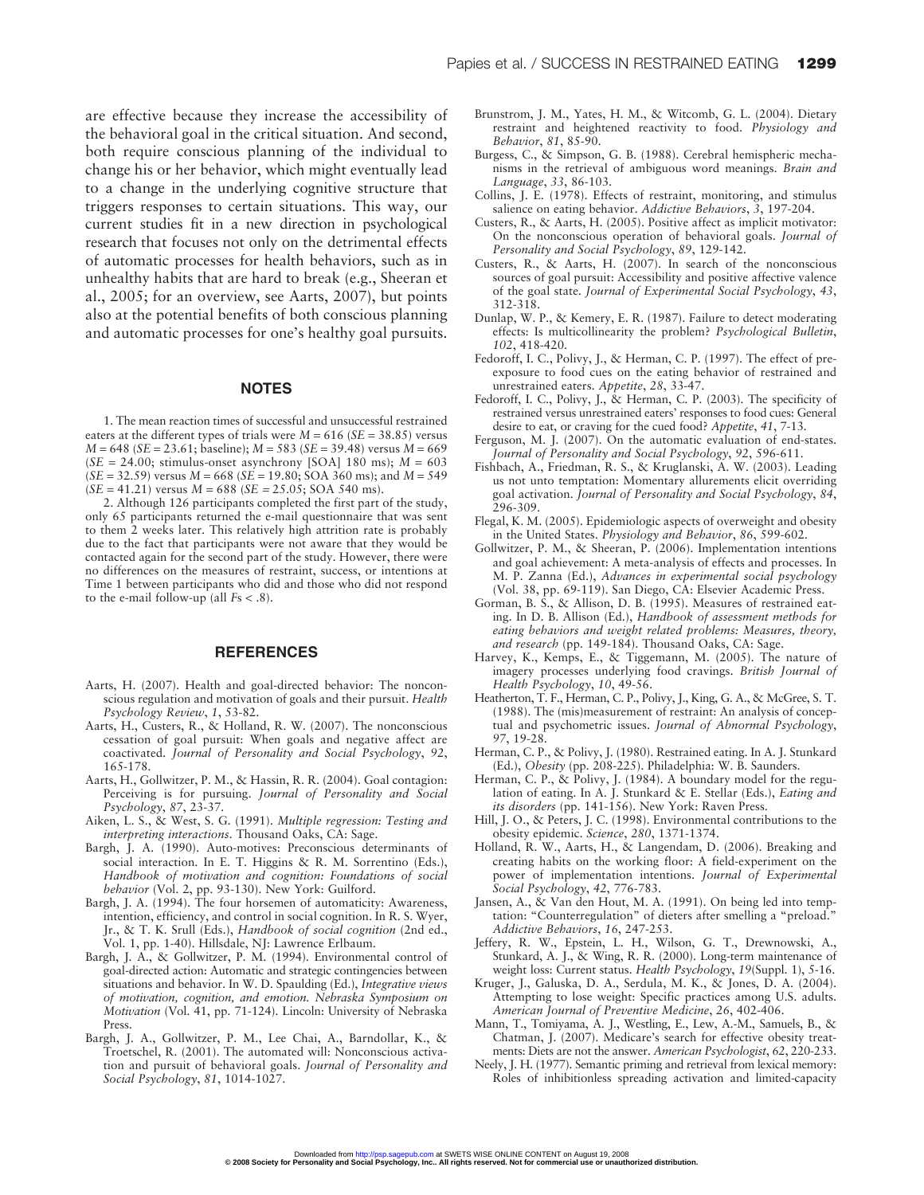are effective because they increase the accessibility of the behavioral goal in the critical situation. And second, both require conscious planning of the individual to change his or her behavior, which might eventually lead to a change in the underlying cognitive structure that triggers responses to certain situations. This way, our current studies fit in a new direction in psychological research that focuses not only on the detrimental effects of automatic processes for health behaviors, such as in unhealthy habits that are hard to break (e.g., Sheeran et al., 2005; for an overview, see Aarts, 2007), but points also at the potential benefits of both conscious planning and automatic processes for one's healthy goal pursuits.

## NOTES

1. The mean reaction times of successful and unsuccessful restrained eaters at the different types of trials were $M = 616$ ($SE = 38.85$) versus $M = 648$ ($SE = 23.61$; baseline); $M = 583$ ($SE = 39.48$) versus $M = 669$ ($SE = 24.00$; stimulus-onset asynchrony [SOA] 180 ms); $M = 603$ ($SE = 32.59$) versus $M = 668$ ($SE = 19.80$; SOA 360 ms); and $M = 549$ ($SE = 41.21$) versus $M = 688$ ($SE = 25.05$; SOA 540 ms).

2. Although 126 participants completed the first part of the study, only 65 participants returned the e-mail questionnaire that was sent to them 2 weeks later. This relatively high attrition rate is probably due to the fact that participants were not aware that they would be contacted again for the second part of the study. However, there were no differences on the measures of restraint, success, or intentions at Time 1 between participants who did and those who did not respond to the e-mail follow-up (all $Fs < .8$).

## REFERENCES

Aarts, H. (2007). Health and goal-directed behavior: The nonconscious regulation and motivation of goals and their pursuit. *Health Psychology Review*, *1*, 53-82.

Aarts, H., Custers, R., & Holland, R. W. (2007). The nonconscious cessation of goal pursuit: When goals and negative affect are coactivated. *Journal of Personality and Social Psychology*, *92*, 165-178.

Aarts, H., Gollwitzer, P. M., & Hassin, R. R. (2004). Goal contagion: Perceiving is for pursuing. *Journal of Personality and Social Psychology*, *87*, 23-37.

Aiken, L. S., & West, S. G. (1991). *Multiple regression: Testing and interpreting interactions*. Thousand Oaks, CA: Sage.

Bargh, J. A. (1990). Auto-motives: Preconscious determinants of social interaction. In E. T. Higgins & R. M. Sorrentino (Eds.), *Handbook of motivation and cognition: Foundations of social behavior* (Vol. 2, pp. 93-130). New York: Guilford.

Bargh, J. A. (1994). The four horsemen of automaticity: Awareness, intention, efficiency, and control in social cognition. In R. S. Wyer, Jr., & T. K. Srull (Eds.), *Handbook of social cognition* (2nd ed., Vol. 1, pp. 1-40). Hillsdale, NJ: Lawrence Erlbaum.

Bargh, J. A., & Gollwitzer, P. M. (1994). Environmental control of goal-directed action: Automatic and strategic contingencies between situations and behavior. In W. D. Spaulding (Ed.), *Integrative views of motivation, cognition, and emotion. Nebraska Symposium on Motivation* (Vol. 41, pp. 71-124). Lincoln: University of Nebraska Press.

Bargh, J. A., Gollwitzer, P. M., Lee Chai, A., Barndollar, K., & Troetschel, R. (2001). The automated will: Nonconscious activation and pursuit of behavioral goals. *Journal of Personality and Social Psychology*, *81*, 1014-1027.

Brunstrom, J. M., Yates, H. M., & Witcomb, G. L. (2004). Dietary restraint and heightened reactivity to food. *Physiology and Behavior*, *81*, 85-90.

Burgess, C., & Simpson, G. B. (1988). Cerebral hemispheric mechanisms in the retrieval of ambiguous word meanings. *Brain and Language*, *33*, 86-103.

Collins, J. E. (1978). Effects of restraint, monitoring, and stimulus salience on eating behavior. *Addictive Behaviors*, *3*, 197-204.

Custers, R., & Aarts, H. (2005). Positive affect as implicit motivator: On the nonconscious operation of behavioral goals. *Journal of Personality and Social Psychology*, *89*, 129-142.

Custers, R., & Aarts, H. (2007). In search of the nonconscious sources of goal pursuit: Accessibility and positive affective valence of the goal state. *Journal of Experimental Social Psychology*, *43*, 312-318.

Dunlap, W. P., & Kemery, E. R. (1987). Failure to detect moderating effects: Is multicollinearity the problem? *Psychological Bulletin*, *102*, 418-420.

Fedoroff, I. C., Polivy, J., & Herman, C. P. (1997). The effect of pre-exposure to food cues on the eating behavior of restrained and unrestrained eaters. *Appetite*, *28*, 33-47.

Fedoroff, I. C., Polivy, J., & Herman, C. P. (2003). The specificity of restrained versus unrestrained eaters' responses to food cues: General desire to eat, or craving for the cued food? *Appetite*, *41*, 7-13.

Ferguson, M. J. (2007). On the automatic evaluation of end-states. *Journal of Personality and Social Psychology*, *92*, 596-611.

Fishbach, A., Friedman, R. S., & Kruglanski, A. W. (2003). Leading us not unto temptation: Momentary allurements elicit overriding goal activation. *Journal of Personality and Social Psychology*, *84*, 296-309.

Flegal, K. M. (2005). Epidemiologic aspects of overweight and obesity in the United States. *Physiology and Behavior*, *86*, 599-602.

Gollwitzer, P. M., & Sheeran, P. (2006). Implementation intentions and goal achievement: A meta-analysis of effects and processes. In M. P. Zanna (Ed.), *Advances in experimental social psychology* (Vol. 38, pp. 69-119). San Diego, CA: Elsevier Academic Press.

Gorman, B. S., & Allison, D. B. (1995). Measures of restrained eating. In D. B. Allison (Ed.), *Handbook of assessment methods for eating behaviors and weight related problems: Measures, theory, and research* (pp. 149-184). Thousand Oaks, CA: Sage.

Harvey, K., Kemps, E., & Tiggemann, M. (2005). The nature of imagery processes underlying food cravings. *British Journal of Health Psychology*, *10*, 49-56.

Heatherton, T. F., Herman, C. P., Polivy, J., King, G. A., & McGree, S. T. (1988). The (mis)measurement of restraint: An analysis of conceptual and psychometric issues. *Journal of Abnormal Psychology*, *97*, 19-28.

Herman, C. P., & Polivy, J. (1980). Restrained eating. In A. J. Stunkard (Ed.), *Obesity* (pp. 208-225). Philadelphia: W. B. Saunders.

Herman, C. P., & Polivy, J. (1984). A boundary model for the regulation of eating. In A. J. Stunkard & E. Stellar (Eds.), *Eating and its disorders* (pp. 141-156). New York: Raven Press.

Hill, J. O., & Peters, J. C. (1998). Environmental contributions to the obesity epidemic. *Science*, *280*, 1371-1374.

Holland, R. W., Aarts, H., & Langendam, D. (2006). Breaking and creating habits on the working floor: A field-experiment on the power of implementation intentions. *Journal of Experimental Social Psychology*, *42*, 776-783.

Jansen, A., & Van den Hout, M. A. (1991). On being led into temptation: "Counterregulation" of dieters after smelling a "preload." *Addictive Behaviors*, *16*, 247-253.

Jeffery, R. W., Epstein, L. H., Wilson, G. T., Drewnowski, A., Stunkard, A. J., & Wing, R. R. (2000). Long-term maintenance of weight loss: Current status. *Health Psychology*, *19*(Suppl. 1), 5-16.

Kruger, J., Galuska, D. A., Serdula, M. K., & Jones, D. A. (2004). Attempting to lose weight: Specific practices among U.S. adults. *American Journal of Preventive Medicine*, *26*, 402-406.

Mann, T., Tomiyama, A. J., Westling, E., Lew, A.-M., Samuels, B., & Chatman, J. (2007). Medicare's search for effective obesity treatments: Diets are not the answer. *American Psychologist*, *62*, 220-233.

Neely, J. H. (1977). Semantic priming and retrieval from lexical memory: Roles of inhibitionless spreading activation and limited-capacity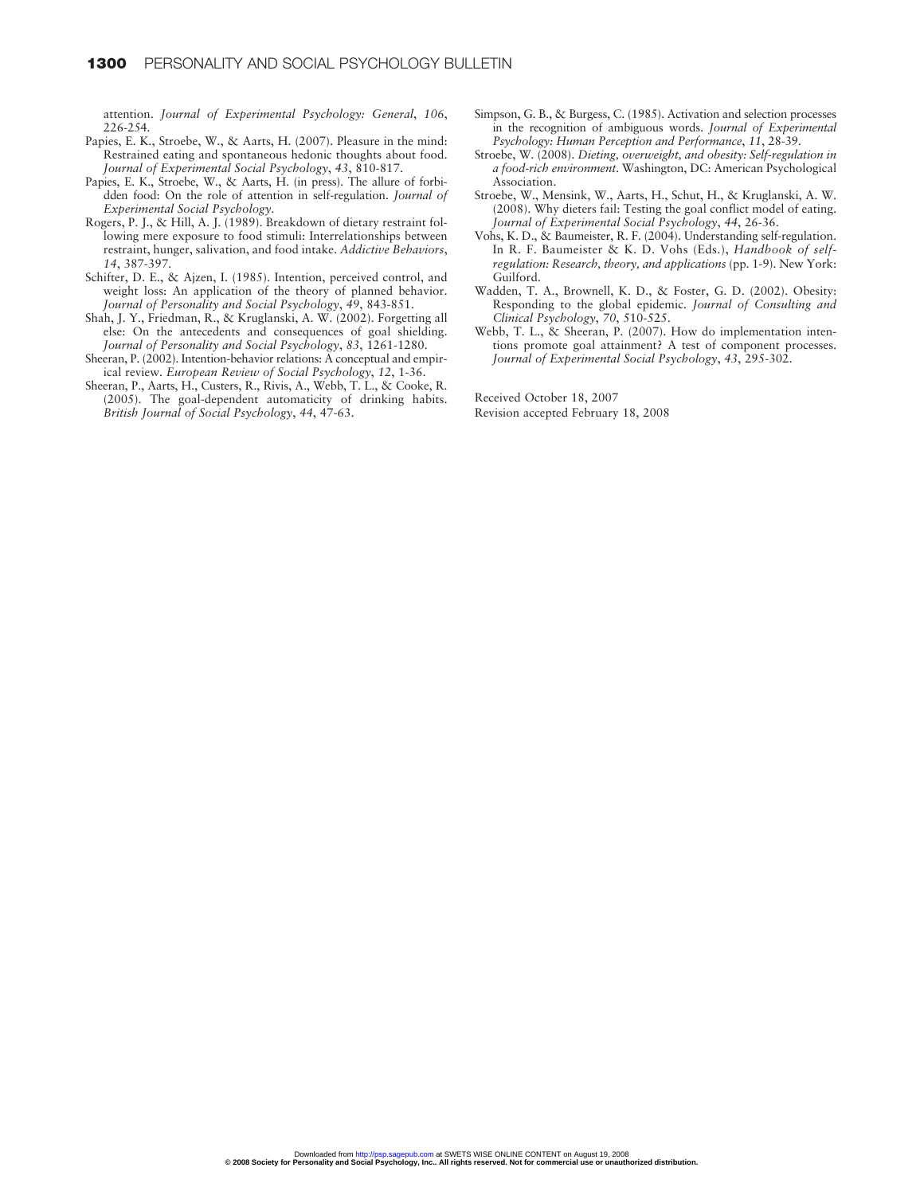attention. *Journal of Experimental Psychology: General*, *106*, 226-254.

Papies, E. K., Stroebe, W., & Aarts, H. (2007). Pleasure in the mind: Restrained eating and spontaneous hedonic thoughts about food. *Journal of Experimental Social Psychology*, *43*, 810-817.

Papies, E. K., Stroebe, W., & Aarts, H. (in press). The allure of forbidden food: On the role of attention in self-regulation. *Journal of Experimental Social Psychology*.

Rogers, P. J., & Hill, A. J. (1989). Breakdown of dietary restraint following mere exposure to food stimuli: Interrelationships between restraint, hunger, salivation, and food intake. *Addictive Behaviors*, *14*, 387-397.

Schifter, D. E., & Ajzen, I. (1985). Intention, perceived control, and weight loss: An application of the theory of planned behavior. *Journal of Personality and Social Psychology*, *49*, 843-851.

Shah, J. Y., Friedman, R., & Kruglanski, A. W. (2002). Forgetting all else: On the antecedents and consequences of goal shielding. *Journal of Personality and Social Psychology*, *83*, 1261-1280.

Sheeran, P. (2002). Intention-behavior relations: A conceptual and empirical review. *European Review of Social Psychology*, *12*, 1-36.

Sheeran, P., Aarts, H., Custers, R., Rivis, A., Webb, T. L., & Cooke, R. (2005). The goal-dependent automaticity of drinking habits. *British Journal of Social Psychology*, *44*, 47-63.

Simpson, G. B., & Burgess, C. (1985). Activation and selection processes in the recognition of ambiguous words. *Journal of Experimental Psychology: Human Perception and Performance*, *11*, 28-39.

Stroebe, W. (2008). *Dieting, overweight, and obesity: Self-regulation in a food-rich environment*. Washington, DC: American Psychological Association.

Stroebe, W., Mensink, W., Aarts, H., Schut, H., & Kruglanski, A. W. (2008). Why dieters fail: Testing the goal conflict model of eating. *Journal of Experimental Social Psychology*, *44*, 26-36.

Vohs, K. D., & Baumeister, R. F. (2004). Understanding self-regulation. In R. F. Baumeister & K. D. Vohs (Eds.), *Handbook of self-regulation: Research, theory, and applications* (pp. 1-9). New York: Guilford.

Wadden, T. A., Brownell, K. D., & Foster, G. D. (2002). Obesity: Responding to the global epidemic. *Journal of Consulting and Clinical Psychology*, *70*, 510-525.

Webb, T. L., & Sheeran, P. (2007). How do implementation intentions promote goal attainment? A test of component processes. *Journal of Experimental Social Psychology*, *43*, 295-302.

Received October 18, 2007

Revision accepted February 18, 2008